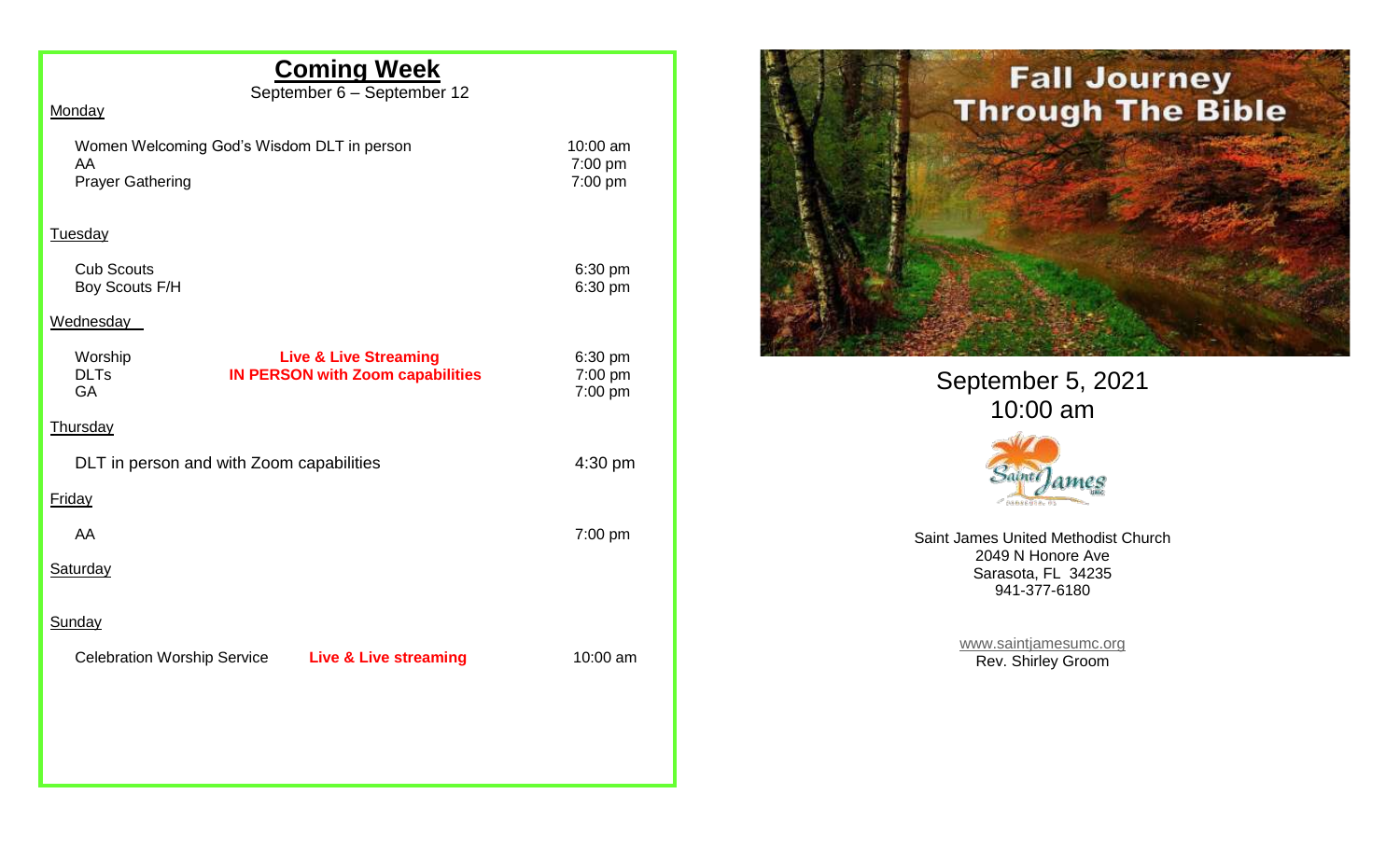## Coming Week

September 6 – September 12

**Monday**

| Event | | Time |
|---|---|---|
| Women Welcoming God's Wisdom DLT in person | | 10:00 am |
| AA | | 7:00 pm |
| Prayer Gathering | | 7:00 pm |

**Tuesday**

| Event | | Time |
|---|---|---|
| Cub Scouts | | 6:30 pm |
| Boy Scouts F/H | | 6:30 pm |

**Wednesday**

| Event | | Time |
|---|---|---|
| Worship | **Live & Live Streaming** | 6:30 pm |
| DLTs | **IN PERSON with Zoom capabilities** | 7:00 pm |
| GA | | 7:00 pm |

**Thursday**

| Event | | Time |
|---|---|---|
| DLT in person and with Zoom capabilities | | 4:30 pm |

**Friday**

| Event | | Time |
|---|---|---|
| AA | | 7:00 pm |

**Saturday**

**Sunday**

| Event | | Time |
|---|---|---|
| Celebration Worship Service | **Live & Live streaming** | 10:00 am |

# Fall Journey Through The Bible

September 5, 2021
10:00 am

Saint James United Methodist Church
2049 N Honore Ave
Sarasota, FL 34235
941-377-6180

www.saintjamesumc.org
Rev. Shirley Groom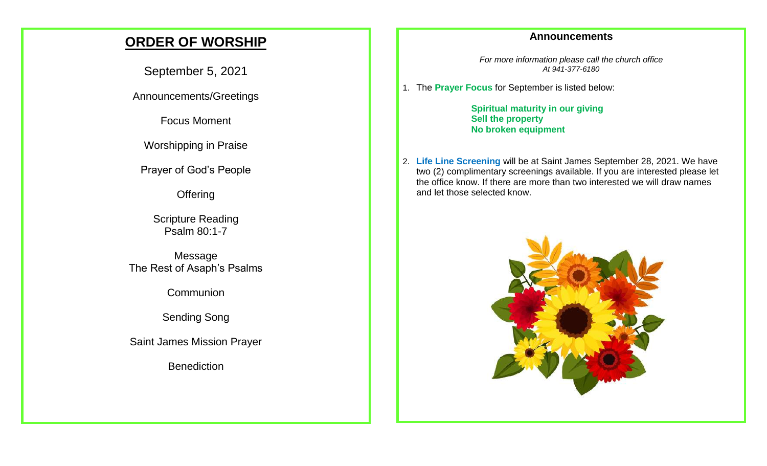# ORDER OF WORSHIP

September 5, 2021

Announcements/Greetings

Focus Moment

Worshipping in Praise

Prayer of God's People

Offering

Scripture Reading
Psalm 80:1-7

Message
The Rest of Asaph's Psalms

Communion

Sending Song

Saint James Mission Prayer

Benediction

## Announcements

*For more information please call the church office*
*At 941-377-6180*

1. The **Prayer Focus** for September is listed below:

   **Spiritual maturity in our giving**
   **Sell the property**
   **No broken equipment**

2. **Life Line Screening** will be at Saint James September 28, 2021. We have two (2) complimentary screenings available. If you are interested please let the office know. If there are more than two interested we will draw names and let those selected know.